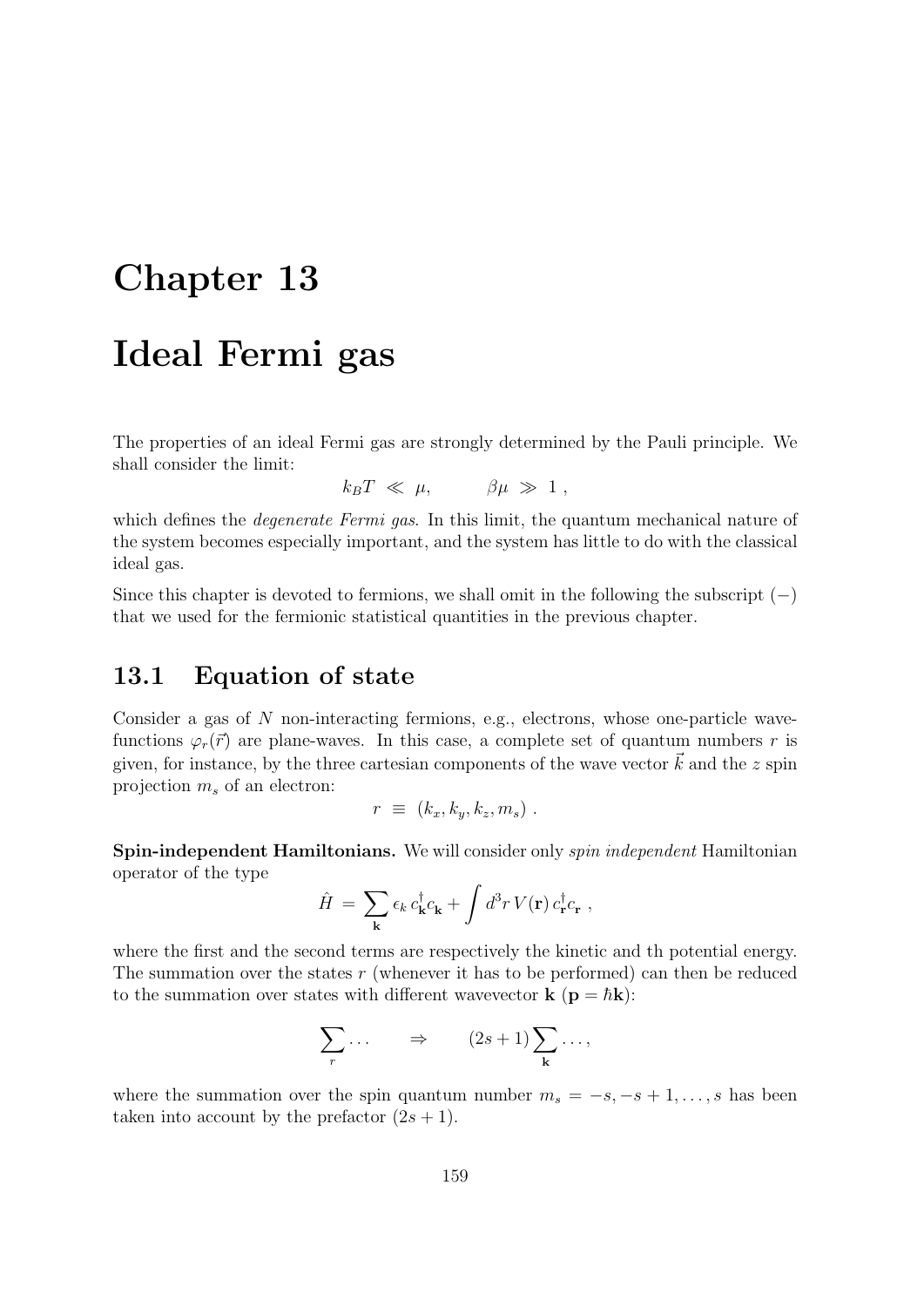# Chapter 13

# Ideal Fermi gas

The properties of an ideal Fermi gas are strongly determined by the Pauli principle. We shall consider the limit:

$$k_B T \ll \mu, \qquad \beta\mu \gg 1 ,$$

which defines the *degenerate Fermi gas*. In this limit, the quantum mechanical nature of the system becomes especially important, and the system has little to do with the classical ideal gas.

Since this chapter is devoted to fermions, we shall omit in the following the subscript $(-)$ that we used for the fermionic statistical quantities in the previous chapter.

## 13.1 Equation of state

Consider a gas of $N$ non-interacting fermions, e.g., electrons, whose one-particle wave-functions $\varphi_r(\vec{r})$ are plane-waves. In this case, a complete set of quantum numbers $r$ is given, for instance, by the three cartesian components of the wave vector $\vec{k}$ and the $z$ spin projection $m_s$ of an electron:

$$r \equiv (k_x, k_y, k_z, m_s) .$$

**Spin-independent Hamiltonians.** We will consider only *spin independent* Hamiltonian operator of the type

$$\hat{H} = \sum_{\mathbf{k}} \epsilon_k \, c^\dagger_{\mathbf{k}} c_{\mathbf{k}} + \int d^3r \, V(\mathbf{r}) \, c^\dagger_{\mathbf{r}} c_{\mathbf{r}} ,$$

where the first and the second terms are respectively the kinetic and th potential energy. The summation over the states $r$ (whenever it has to be performed) can then be reduced to the summation over states with different wavevector $\mathbf{k}$ ($\mathbf{p} = \hbar\mathbf{k}$):

$$\sum_r \ldots \qquad \Rightarrow \qquad (2s+1) \sum_{\mathbf{k}} \ldots ,$$

where the summation over the spin quantum number $m_s = -s, -s+1, \ldots, s$ has been taken into account by the prefactor $(2s+1)$.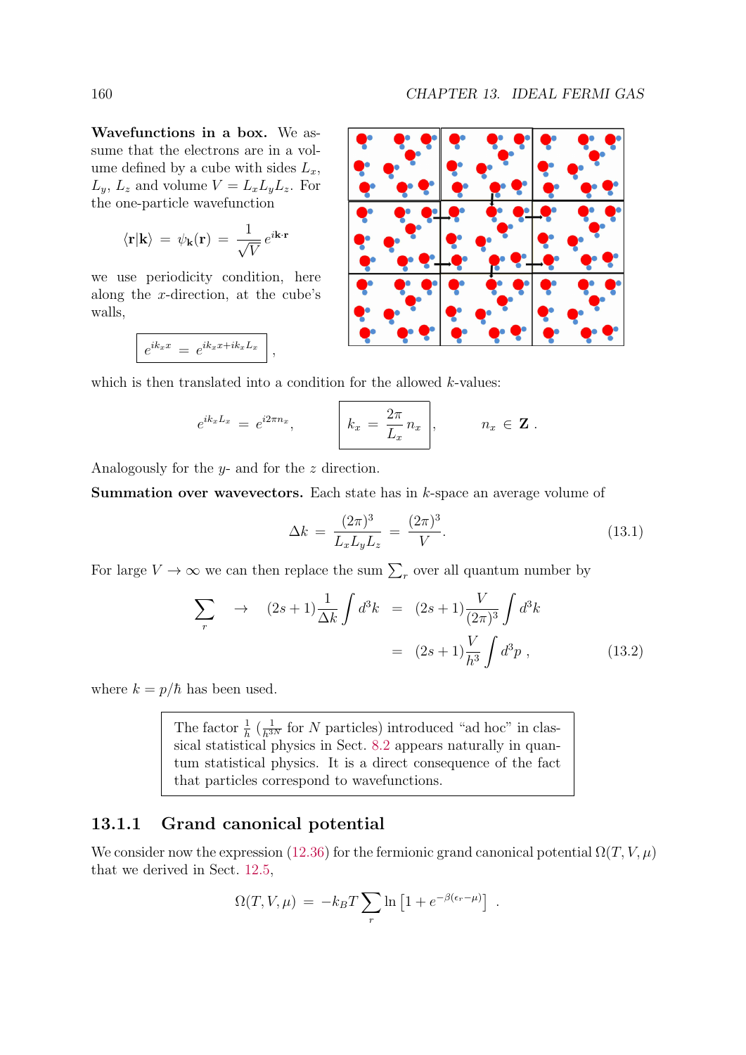**Wavefunctions in a box.** We assume that the electrons are in a volume defined by a cube with sides $L_x$, $L_y$, $L_z$ and volume $V = L_x L_y L_z$. For the one-particle wavefunction

$$\langle \mathbf{r}|\mathbf{k}\rangle \;=\; \psi_{\mathbf{k}}(\mathbf{r}) \;=\; \frac{1}{\sqrt{V}}\, e^{i\mathbf{k}\cdot\mathbf{r}}$$

we use periodicity condition, here along the $x$-direction, at the cube's walls,

$$\boxed{e^{ik_x x} \;=\; e^{ik_x x + ik_x L_x}}\,,$$

which is then translated into a condition for the allowed $k$-values:

$$e^{ik_x L_x} \;=\; e^{i2\pi n_x}, \qquad \boxed{k_x \;=\; \frac{2\pi}{L_x}\, n_x}\,, \qquad n_x \in \mathbf{Z}\;.$$

Analogously for the $y$- and for the $z$ direction.

**Summation over wavevectors.** Each state has in $k$-space an average volume of

$$\Delta k \;=\; \frac{(2\pi)^3}{L_x L_y L_z} \;=\; \frac{(2\pi)^3}{V}. \tag{13.1}$$

For large $V \to \infty$ we can then replace the sum $\sum_r$ over all quantum number by

$$\sum_r \;\to\; (2s+1)\frac{1}{\Delta k}\int d^3k \;=\; (2s+1)\frac{V}{(2\pi)^3}\int d^3k$$
$$\;=\; (2s+1)\frac{V}{h^3}\int d^3p\;, \tag{13.2}$$

where $k = p/\hbar$ has been used.

> The factor $\frac{1}{h}$ ($\frac{1}{h^{3N}}$ for $N$ particles) introduced "ad hoc" in classical statistical physics in Sect. 8.2 appears naturally in quantum statistical physics. It is a direct consequence of the fact that particles correspond to wavefunctions.

### 13.1.1 Grand canonical potential

We consider now the expression (12.36) for the fermionic grand canonical potential $\Omega(T, V, \mu)$ that we derived in Sect. 12.5,

$$\Omega(T, V, \mu) \;=\; -k_B T \sum_r \ln\left[1 + e^{-\beta(\epsilon_r - \mu)}\right]\;.$$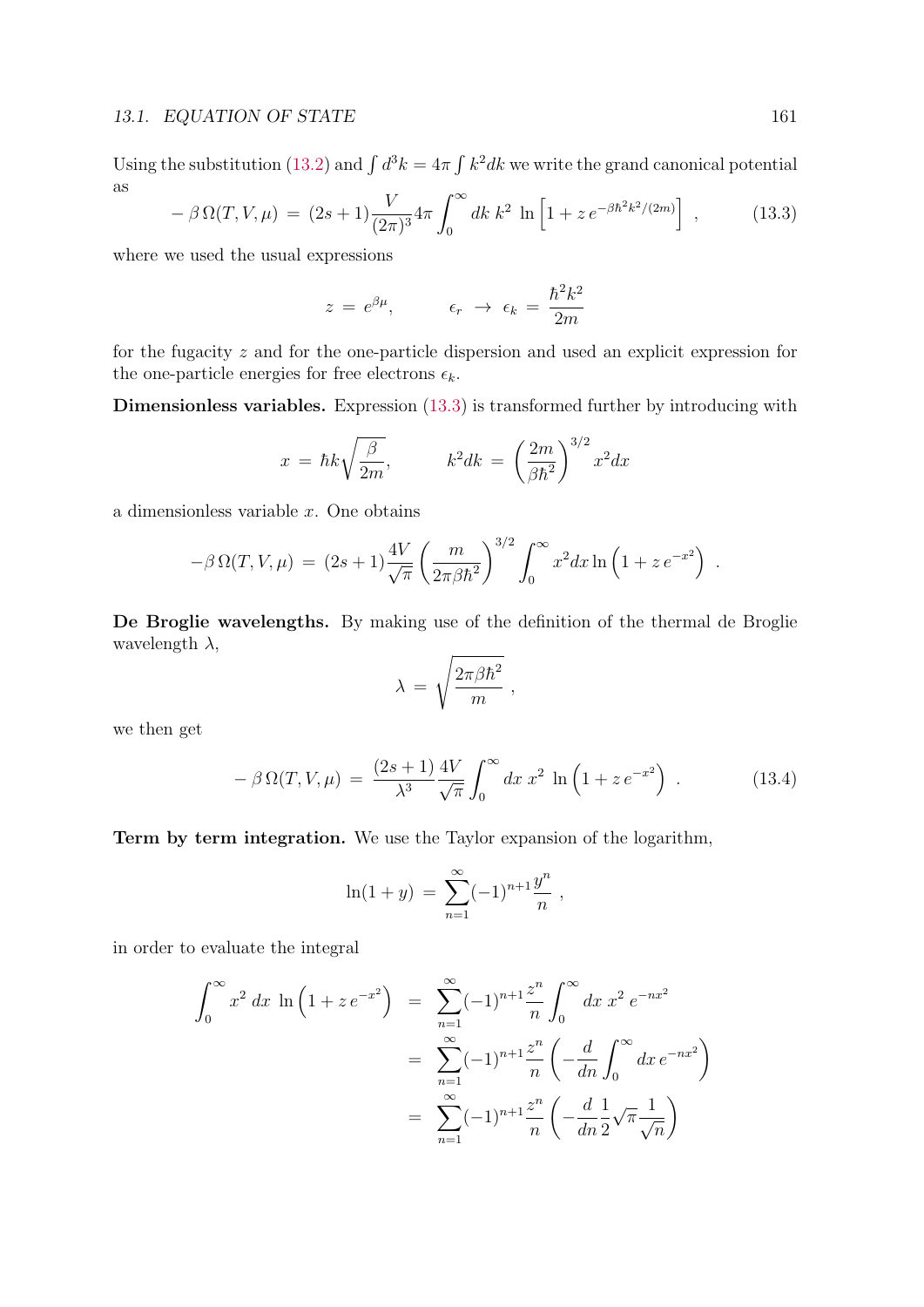Using the substitution (13.2) and $\int d^3k = 4\pi \int k^2 dk$ we write the grand canonical potential as

$$-\beta\,\Omega(T,V,\mu) \;=\; (2s+1)\frac{V}{(2\pi)^3}4\pi \int_0^\infty dk\; k^2\; \ln\left[1 + z\,e^{-\beta\hbar^2k^2/(2m)}\right]\;, \tag{13.3}$$

where we used the usual expressions

$$z \;=\; e^{\beta\mu}, \qquad\qquad \epsilon_r \;\to\; \epsilon_k \;=\; \frac{\hbar^2 k^2}{2m}$$

for the fugacity $z$ and for the one-particle dispersion and used an explicit expression for the one-particle energies for free electrons $\epsilon_k$.

**Dimensionless variables.** Expression (13.3) is transformed further by introducing with

$$x \;=\; \hbar k\sqrt{\frac{\beta}{2m}}, \qquad\qquad k^2dk \;=\; \left(\frac{2m}{\beta\hbar^2}\right)^{3/2} x^2dx$$

a dimensionless variable $x$. One obtains

$$-\beta\,\Omega(T,V,\mu) \;=\; (2s+1)\frac{4V}{\sqrt{\pi}}\left(\frac{m}{2\pi\beta\hbar^2}\right)^{3/2}\int_0^\infty x^2dx\ln\left(1+z\,e^{-x^2}\right)\;.$$

**De Broglie wavelengths.** By making use of the definition of the thermal de Broglie wavelength $\lambda$,

$$\lambda \;=\; \sqrt{\frac{2\pi\beta\hbar^2}{m}}\;,$$

we then get

$$-\,\beta\,\Omega(T,V,\mu) \;=\; \frac{(2s+1)}{\lambda^3}\frac{4V}{\sqrt{\pi}}\int_0^\infty dx\; x^2\; \ln\left(1+z\,e^{-x^2}\right)\;. \tag{13.4}$$

**Term by term integration.** We use the Taylor expansion of the logarithm,

$$\ln(1+y) \;=\; \sum_{n=1}^{\infty}(-1)^{n+1}\frac{y^n}{n}\;,$$

in order to evaluate the integral

$$\begin{aligned}
\int_0^\infty x^2\; dx\; \ln\left(1+z\,e^{-x^2}\right) &= \sum_{n=1}^{\infty}(-1)^{n+1}\frac{z^n}{n}\int_0^\infty dx\; x^2\; e^{-nx^2} \\
&= \sum_{n=1}^{\infty}(-1)^{n+1}\frac{z^n}{n}\left(-\frac{d}{dn}\int_0^\infty dx\, e^{-nx^2}\right) \\
&= \sum_{n=1}^{\infty}(-1)^{n+1}\frac{z^n}{n}\left(-\frac{d}{dn}\frac{1}{2}\sqrt{\pi}\frac{1}{\sqrt{n}}\right)
\end{aligned}$$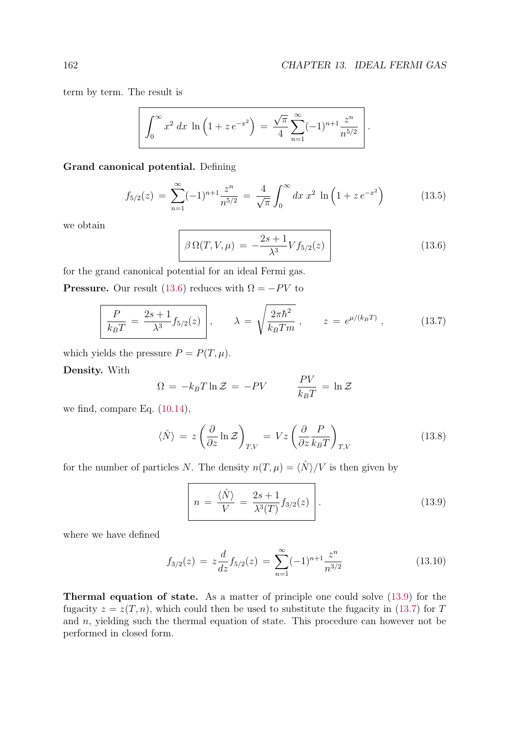term by term. The result is

$$\boxed{\int_0^\infty x^2\, dx\, \ln\left(1 + z\, e^{-x^2}\right) \;=\; \frac{\sqrt{\pi}}{4}\sum_{n=1}^{\infty}(-1)^{n+1}\frac{z^n}{n^{5/2}}}\,.$$

**Grand canonical potential.** Defining

$$f_{5/2}(z) \;=\; \sum_{n=1}^{\infty}(-1)^{n+1}\frac{z^n}{n^{5/2}} \;=\; \frac{4}{\sqrt{\pi}}\int_0^\infty dx\, x^2\, \ln\left(1 + z\, e^{-x^2}\right) \tag{13.5}$$

we obtain

$$\boxed{\beta\,\Omega(T,V,\mu) \;=\; -\frac{2s+1}{\lambda^3}V f_{5/2}(z)} \tag{13.6}$$

for the grand canonical potential for an ideal Fermi gas.

**Pressure.** Our result (13.6) reduces with $\Omega = -PV$ to

$$\boxed{\frac{P}{k_B T} \;=\; \frac{2s+1}{\lambda^3}f_{5/2}(z)}\,, \qquad \lambda \;=\; \sqrt{\frac{2\pi\hbar^2}{k_B T m}}\,, \qquad z \;=\; e^{\mu/(k_B T)}\,, \tag{13.7}$$

which yields the pressure $P = P(T,\mu)$.

**Density.** With

$$\Omega \;=\; -k_B T \ln \mathcal{Z} \;=\; -PV \qquad\qquad \frac{PV}{k_B T} \;=\; \ln \mathcal{Z}$$

we find, compare Eq. (10.14),

$$\langle \hat{N} \rangle \;=\; z\left(\frac{\partial}{\partial z}\ln \mathcal{Z}\right)_{T,V} \;=\; V z\left(\frac{\partial}{\partial z}\frac{P}{k_B T}\right)_{T,V} \tag{13.8}$$

for the number of particles $N$. The density $n(T,\mu) = \langle \hat{N} \rangle / V$ is then given by

$$\boxed{n \;=\; \frac{\langle \hat{N} \rangle}{V} \;=\; \frac{2s+1}{\lambda^3(T)}f_{3/2}(z)}\,. \tag{13.9}$$

where we have defined

$$f_{3/2}(z) \;=\; z\frac{d}{dz}f_{5/2}(z) \;=\; \sum_{n=1}^{\infty}(-1)^{n+1}\frac{z^n}{n^{3/2}} \tag{13.10}$$

**Thermal equation of state.** As a matter of principle one could solve (13.9) for the fugacity $z = z(T,n)$, which could then be used to substitute the fugacity in (13.7) for $T$ and $n$, yielding such the thermal equation of state. This procedure can however not be performed in closed form.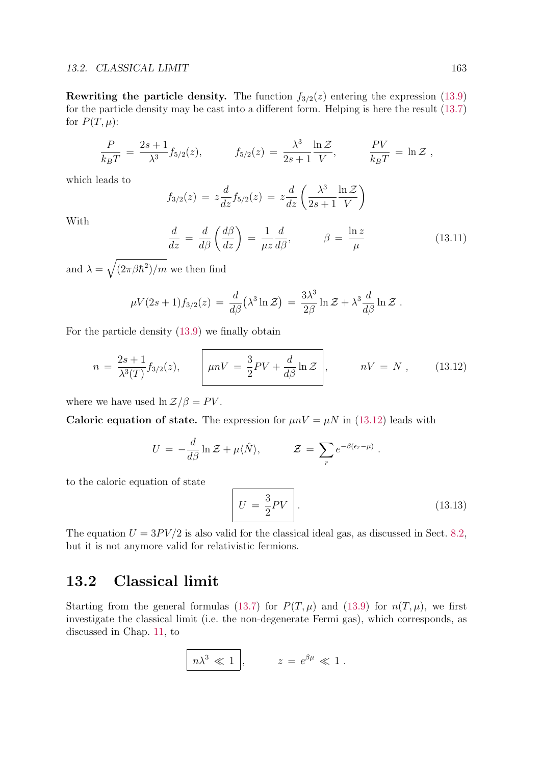**Rewriting the particle density.** The function $f_{3/2}(z)$ entering the expression (13.9) for the particle density may be cast into a different form. Helping is here the result (13.7) for $P(T,\mu)$:

$$\frac{P}{k_BT} \,=\, \frac{2s+1}{\lambda^3} f_{5/2}(z), \qquad f_{5/2}(z) \,=\, \frac{\lambda^3}{2s+1}\frac{\ln \mathcal{Z}}{V}, \qquad \frac{PV}{k_BT} \,=\, \ln \mathcal{Z}\ ,$$

which leads to

$$f_{3/2}(z) \,=\, z\frac{d}{dz} f_{5/2}(z) \,=\, z\frac{d}{dz}\left(\frac{\lambda^3}{2s+1}\frac{\ln \mathcal{Z}}{V}\right)$$

With

$$\frac{d}{dz} \,=\, \frac{d}{d\beta}\left(\frac{d\beta}{dz}\right) \,=\, \frac{1}{\mu z}\frac{d}{d\beta}, \qquad \beta \,=\, \frac{\ln z}{\mu} \tag{13.11}$$

and $\lambda = \sqrt{(2\pi\beta\hbar^2)/m}$ we then find

$$\mu V(2s+1) f_{3/2}(z) \,=\, \frac{d}{d\beta}\big(\lambda^3 \ln \mathcal{Z}\big) \,=\, \frac{3\lambda^3}{2\beta}\ln \mathcal{Z} + \lambda^3\frac{d}{d\beta}\ln \mathcal{Z}\ .$$

For the particle density (13.9) we finally obtain

$$n \,=\, \frac{2s+1}{\lambda^3(T)} f_{3/2}(z), \qquad \boxed{\mu n V \,=\, \frac{3}{2}PV + \frac{d}{d\beta}\ln \mathcal{Z}}, \qquad nV \,=\, N\ , \tag{13.12}$$

where we have used $\ln \mathcal{Z}/\beta = PV$.

**Caloric equation of state.** The expression for $\mu n V = \mu N$ in (13.12) leads with

$$U \,=\, -\frac{d}{d\beta}\ln \mathcal{Z} + \mu\langle \hat{N}\rangle, \qquad \mathcal{Z} \,=\, \sum_r e^{-\beta(\epsilon_r-\mu)}\ .$$

to the caloric equation of state

$$\boxed{U \,=\, \frac{3}{2}PV}\ . \tag{13.13}$$

The equation $U = 3PV/2$ is also valid for the classical ideal gas, as discussed in Sect. 8.2, but it is not anymore valid for relativistic fermions.

## 13.2 Classical limit

Starting from the general formulas (13.7) for $P(T,\mu)$ and (13.9) for $n(T,\mu)$, we first investigate the classical limit (i.e. the non-degenerate Fermi gas), which corresponds, as discussed in Chap. 11, to

$$\boxed{n\lambda^3 \,\ll\, 1}, \qquad z \,=\, e^{\beta\mu} \,\ll\, 1\ .$$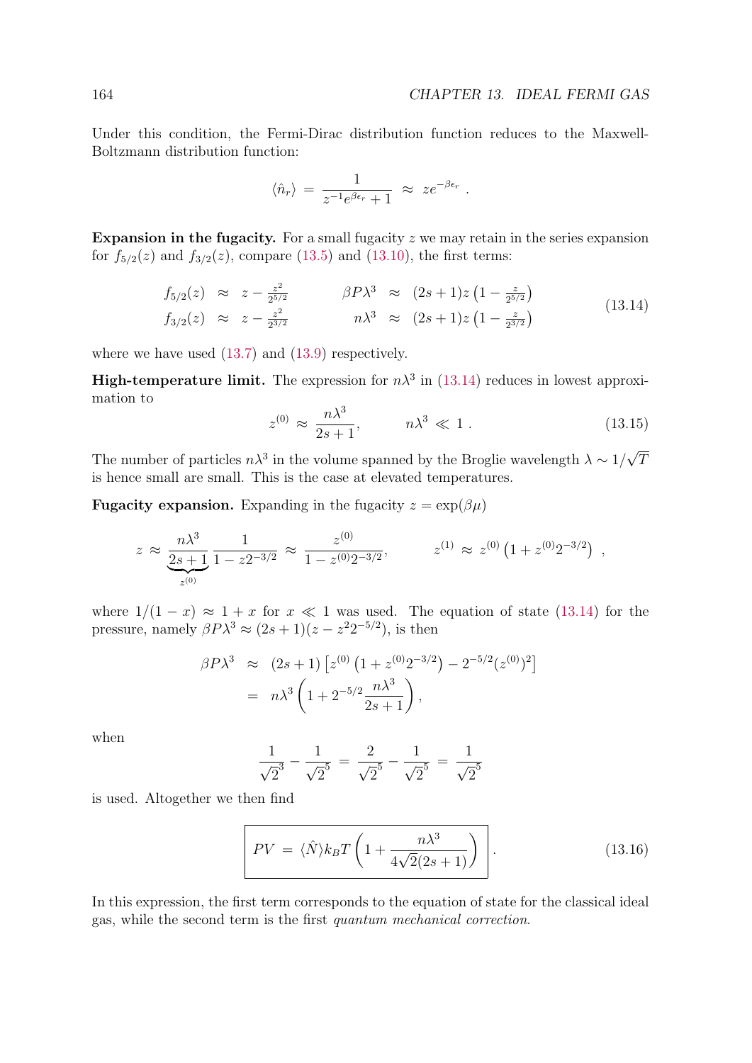Under this condition, the Fermi-Dirac distribution function reduces to the Maxwell-Boltzmann distribution function:

$$\langle \hat{n}_r \rangle \;=\; \frac{1}{z^{-1}e^{\beta\epsilon_r}+1} \;\approx\; z e^{-\beta\epsilon_r}\,.$$

**Expansion in the fugacity.** For a small fugacity $z$ we may retain in the series expansion for $f_{5/2}(z)$ and $f_{3/2}(z)$, compare (13.5) and (13.10), the first terms:

$$\begin{array}{rclcrcl}
f_{5/2}(z) & \approx & z-\frac{z^2}{2^{5/2}} & \qquad & \beta P\lambda^3 & \approx & (2s+1)z\left(1-\frac{z}{2^{5/2}}\right) \\
f_{3/2}(z) & \approx & z-\frac{z^2}{2^{3/2}} & \qquad & n\lambda^3 & \approx & (2s+1)z\left(1-\frac{z}{2^{3/2}}\right)
\end{array} \tag{13.14}$$

where we have used (13.7) and (13.9) respectively.

**High-temperature limit.** The expression for $n\lambda^3$ in (13.14) reduces in lowest approximation to

$$z^{(0)} \approx \frac{n\lambda^3}{2s+1}, \qquad\quad n\lambda^3 \ll 1\,. \tag{13.15}$$

The number of particles $n\lambda^3$ in the volume spanned by the Broglie wavelength $\lambda\sim 1/\sqrt{T}$ is hence small are small. This is the case at elevated temperatures.

**Fugacity expansion.** Expanding in the fugacity $z=\exp(\beta\mu)$

$$z \approx \underbrace{\frac{n\lambda^3}{2s+1}}_{z^{(0)}}\frac{1}{1-z2^{-3/2}} \approx \frac{z^{(0)}}{1-z^{(0)}2^{-3/2}}, \qquad\quad z^{(1)} \approx z^{(0)}\left(1+z^{(0)}2^{-3/2}\right)\;,$$

where $1/(1-x)\approx 1+x$ for $x\ll 1$ was used. The equation of state (13.14) for the pressure, namely $\beta P\lambda^3 \approx (2s+1)(z-z^2 2^{-5/2})$, is then

$$\begin{aligned}
\beta P\lambda^3 &\approx (2s+1)\left[z^{(0)}\left(1+z^{(0)}2^{-3/2}\right)-2^{-5/2}(z^{(0)})^2\right] \\
&= n\lambda^3\left(1+2^{-5/2}\frac{n\lambda^3}{2s+1}\right),
\end{aligned}$$

when

$$\frac{1}{\sqrt{2}^3}-\frac{1}{\sqrt{2}^5} = \frac{2}{\sqrt{2}^5}-\frac{1}{\sqrt{2}^5} = \frac{1}{\sqrt{2}^5}$$

is used. Altogether we then find

$$\boxed{PV \;=\; \langle\hat{N}\rangle k_BT\left(1+\frac{n\lambda^3}{4\sqrt{2}(2s+1)}\right)}\,. \tag{13.16}$$

In this expression, the first term corresponds to the equation of state for the classical ideal gas, while the second term is the first *quantum mechanical correction*.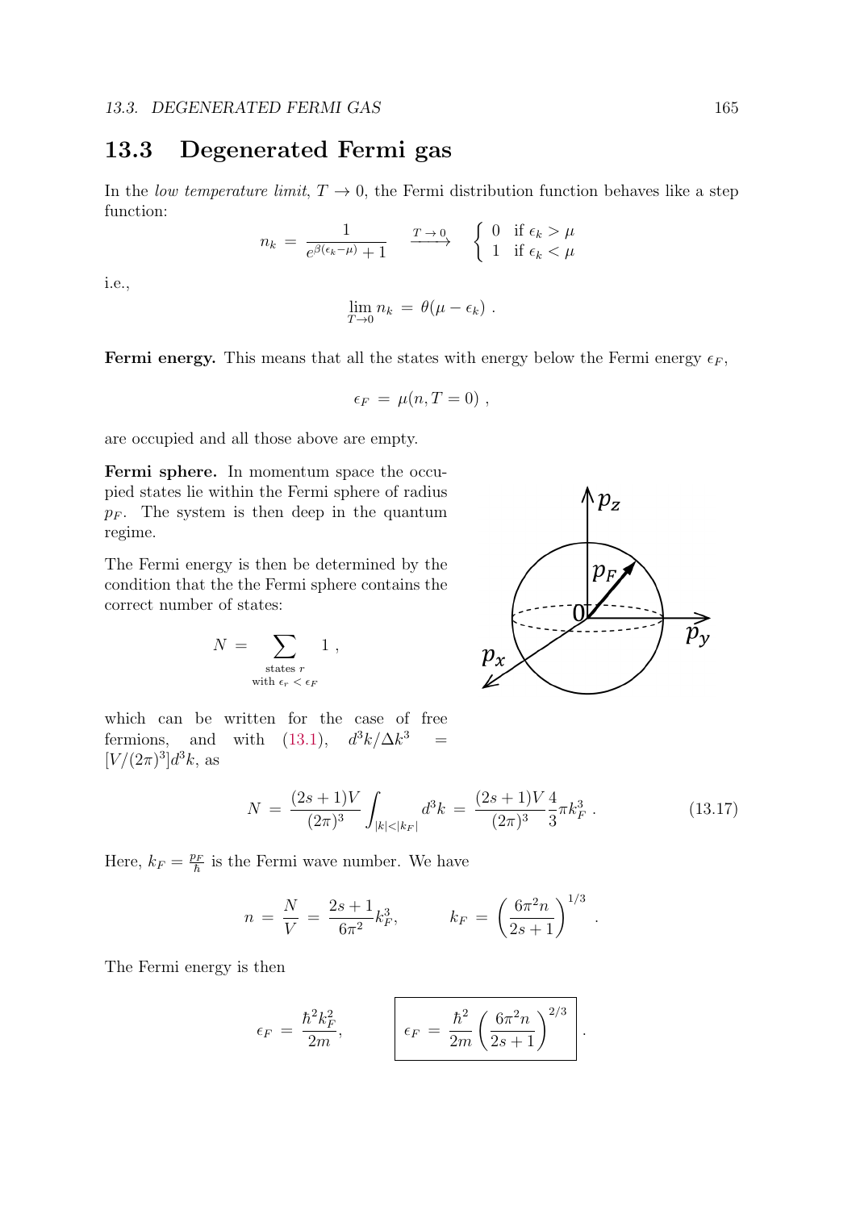## 13.3 Degenerated Fermi gas

In the *low temperature limit*, $T \to 0$, the Fermi distribution function behaves like a step function:

$$n_k \,=\, \frac{1}{e^{\beta(\epsilon_k - \mu)}+1} \quad \xrightarrow{T\to 0} \quad \left\{ \begin{array}{ll} 0 & \text{if } \epsilon_k > \mu \\ 1 & \text{if } \epsilon_k < \mu \end{array} \right.$$

i.e.,

$$\lim_{T\to 0} n_k \,=\, \theta(\mu - \epsilon_k) \; .$$

**Fermi energy.** This means that all the states with energy below the Fermi energy $\epsilon_F$,

$$\epsilon_F \,=\, \mu(n, T=0) \; ,$$

are occupied and all those above are empty.

**Fermi sphere.** In momentum space the occupied states lie within the Fermi sphere of radius $p_F$. The system is then deep in the quantum regime.

The Fermi energy is then be determined by the condition that the the Fermi sphere contains the correct number of states:

$$N \,=\, \sum_{\substack{\text{states } r \\ \text{with } \epsilon_r < \epsilon_F}} 1 \; ,$$

which can be written for the case of free fermions, and with (13.1), $d^3k/\Delta k^3 = [V/(2\pi)^3]d^3k$, as

$$N \,=\, \frac{(2s+1)V}{(2\pi)^3}\int_{|k|<|k_F|} d^3k \,=\, \frac{(2s+1)V}{(2\pi)^3}\frac{4}{3}\pi k_F^3 \; . \tag{13.17}$$

Here, $k_F = \frac{p_F}{\hbar}$ is the Fermi wave number. We have

$$n \,=\, \frac{N}{V} \,=\, \frac{2s+1}{6\pi^2}k_F^3, \qquad k_F \,=\, \left(\frac{6\pi^2 n}{2s+1}\right)^{1/3} \; .$$

The Fermi energy is then

$$\epsilon_F \,=\, \frac{\hbar^2 k_F^2}{2m}, \qquad \boxed{\epsilon_F \,=\, \frac{\hbar^2}{2m}\left(\frac{6\pi^2 n}{2s+1}\right)^{2/3}} \; .$$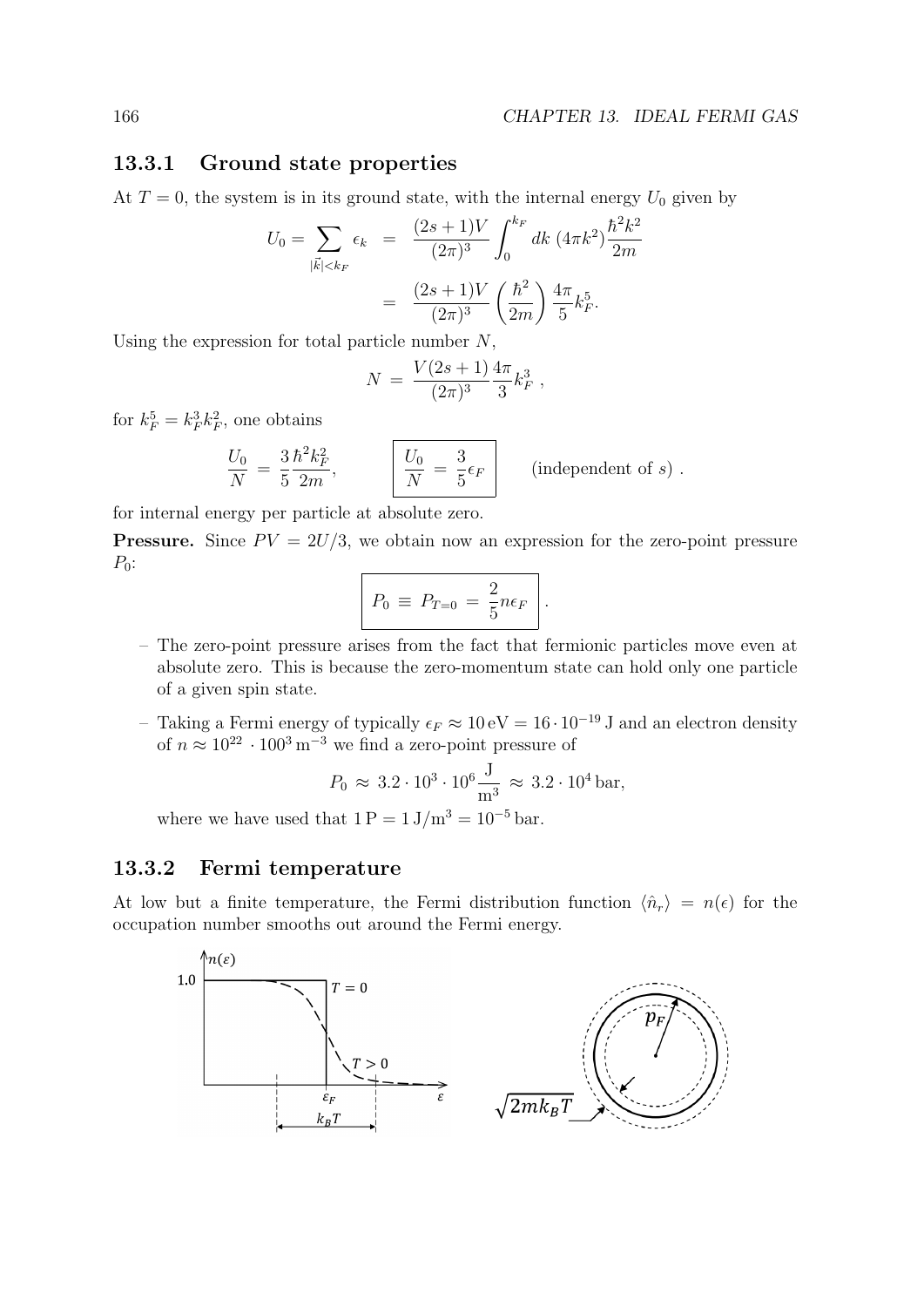### 13.3.1 Ground state properties

At $T = 0$, the system is in its ground state, with the internal energy $U_0$ given by

$$U_0 = \sum_{|\vec{k}|<k_F} \epsilon_k = \frac{(2s+1)V}{(2\pi)^3} \int_0^{k_F} dk \, (4\pi k^2) \frac{\hbar^2 k^2}{2m}$$

$$= \frac{(2s+1)V}{(2\pi)^3} \left(\frac{\hbar^2}{2m}\right) \frac{4\pi}{5} k_F^5 .$$

Using the expression for total particle number $N$,

$$N = \frac{V(2s+1)}{(2\pi)^3} \frac{4\pi}{3} k_F^3 ,$$

for $k_F^5 = k_F^3 k_F^2$, one obtains

$$\frac{U_0}{N} = \frac{3}{5} \frac{\hbar^2 k_F^2}{2m}, \qquad \boxed{\frac{U_0}{N} = \frac{3}{5}\epsilon_F} \qquad \text{(independent of } s\text{)} .$$

for internal energy per particle at absolute zero.

**Pressure.** Since $PV = 2U/3$, we obtain now an expression for the zero-point pressure $P_0$:

$$\boxed{P_0 \equiv P_{T=0} = \frac{2}{5} n \epsilon_F} .$$

– The zero-point pressure arises from the fact that fermionic particles move even at absolute zero. This is because the zero-momentum state can hold only one particle of a given spin state.

– Taking a Fermi energy of typically $\epsilon_F \approx 10\,\text{eV} = 16 \cdot 10^{-19}\,\text{J}$ and an electron density of $n \approx 10^{22} \cdot 100^3\,\text{m}^{-3}$ we find a zero-point pressure of

$$P_0 \approx 3.2 \cdot 10^3 \cdot 10^6 \frac{\text{J}}{\text{m}^3} \approx 3.2 \cdot 10^4\,\text{bar},$$

where we have used that $1\,\text{P} = 1\,\text{J/m}^3 = 10^{-5}\,\text{bar}$.

### 13.3.2 Fermi temperature

At low but a finite temperature, the Fermi distribution function $\langle \hat{n}_r \rangle = n(\epsilon)$ for the occupation number smooths out around the Fermi energy.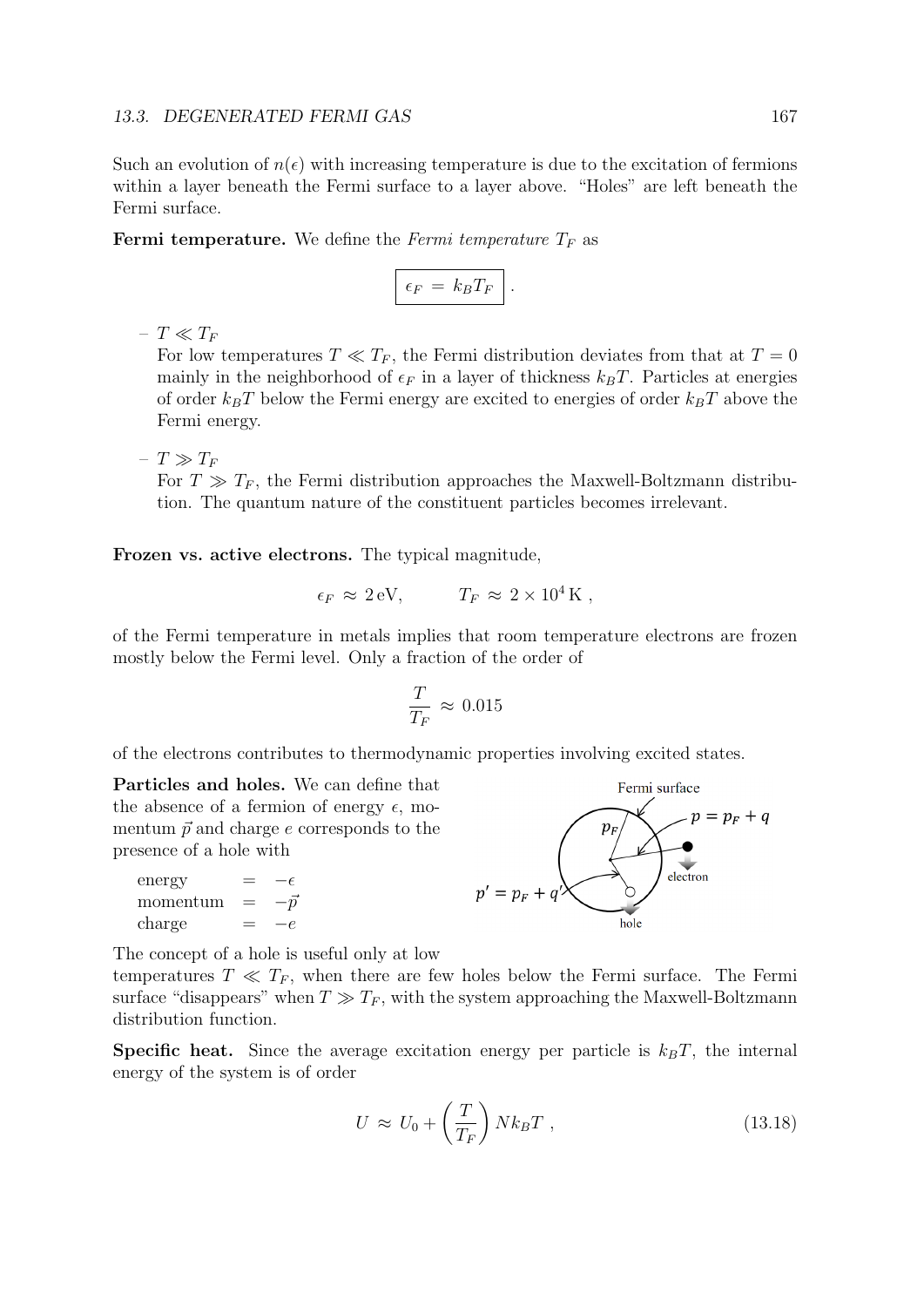Such an evolution of $n(\epsilon)$ with increasing temperature is due to the excitation of fermions within a layer beneath the Fermi surface to a layer above. "Holes" are left beneath the Fermi surface.

**Fermi temperature.** We define the *Fermi temperature* $T_F$ as

$$\boxed{\epsilon_F \,=\, k_B T_F} \,.$$

– $T \ll T_F$
  For low temperatures $T \ll T_F$, the Fermi distribution deviates from that at $T = 0$ mainly in the neighborhood of $\epsilon_F$ in a layer of thickness $k_B T$. Particles at energies of order $k_B T$ below the Fermi energy are excited to energies of order $k_B T$ above the Fermi energy.

– $T \gg T_F$
  For $T \gg T_F$, the Fermi distribution approaches the Maxwell-Boltzmann distribution. The quantum nature of the constituent particles becomes irrelevant.

**Frozen vs. active electrons.** The typical magnitude,

$$\epsilon_F \,\approx\, 2\,\text{eV}, \qquad\qquad T_F \,\approx\, 2 \times 10^4\,\text{K} \,,$$

of the Fermi temperature in metals implies that room temperature electrons are frozen mostly below the Fermi level. Only a fraction of the order of

$$\frac{T}{T_F} \,\approx\, 0.015$$

of the electrons contributes to thermodynamic properties involving excited states.

**Particles and holes.** We can define that the absence of a fermion of energy $\epsilon$, momentum $\vec{p}$ and charge $e$ corresponds to the presence of a hole with

| | | |
|---|---|---|
| energy | $=$ | $-\epsilon$ |
| momentum | $=$ | $-\vec{p}$ |
| charge | $=$ | $-e$ |

Fermi surface, $p_F$, $p = p_F + q$, electron, $p' = p_F + q'$, hole

The concept of a hole is useful only at low temperatures $T \ll T_F$, when there are few holes below the Fermi surface. The Fermi surface "disappears" when $T \gg T_F$, with the system approaching the Maxwell-Boltzmann distribution function.

**Specific heat.** Since the average excitation energy per particle is $k_B T$, the internal energy of the system is of order

$$U \,\approx\, U_0 + \left(\frac{T}{T_F}\right) N k_B T \,, \tag{13.18}$$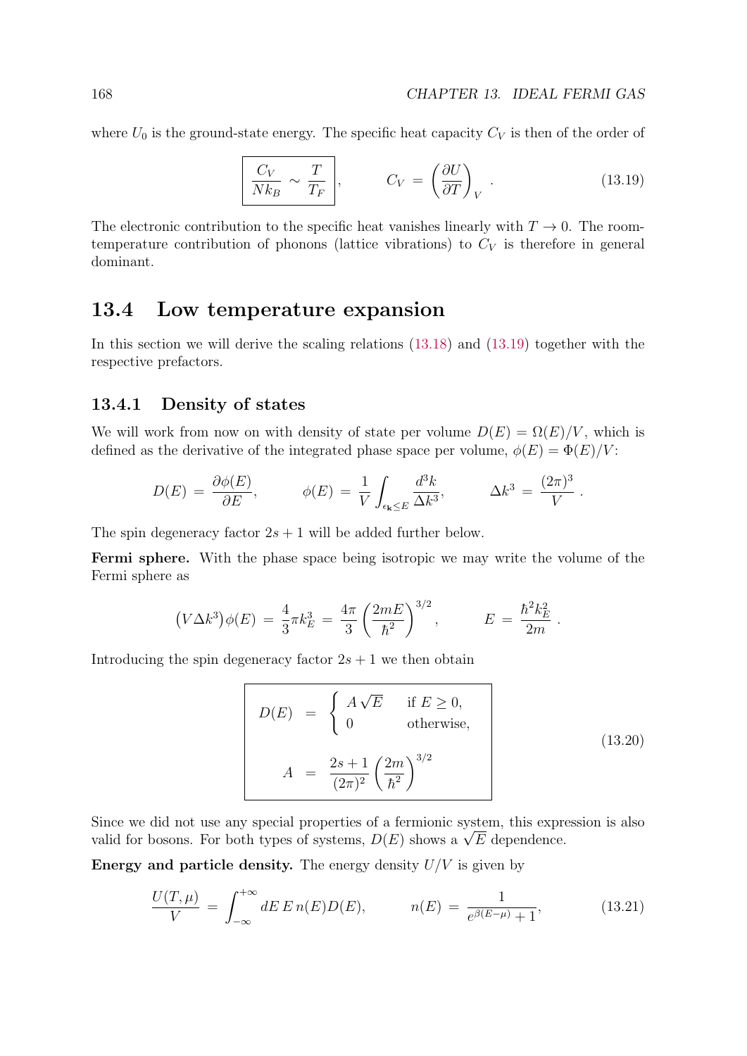where $U_0$ is the ground-state energy. The specific heat capacity $C_V$ is then of the order of

$$\boxed{\frac{C_V}{Nk_B} \sim \frac{T}{T_F}}, \qquad C_V = \left(\frac{\partial U}{\partial T}\right)_V . \tag{13.19}$$

The electronic contribution to the specific heat vanishes linearly with $T \to 0$. The room-temperature contribution of phonons (lattice vibrations) to $C_V$ is therefore in general dominant.

## 13.4 Low temperature expansion

In this section we will derive the scaling relations (13.18) and (13.19) together with the respective prefactors.

### 13.4.1 Density of states

We will work from now on with density of state per volume $D(E) = \Omega(E)/V$, which is defined as the derivative of the integrated phase space per volume, $\phi(E) = \Phi(E)/V$:

$$D(E) = \frac{\partial \phi(E)}{\partial E}, \qquad \phi(E) = \frac{1}{V}\int_{\epsilon_{\mathbf{k}} \le E} \frac{d^3k}{\Delta k^3}, \qquad \Delta k^3 = \frac{(2\pi)^3}{V} .$$

The spin degeneracy factor $2s+1$ will be added further below.

**Fermi sphere.** With the phase space being isotropic we may write the volume of the Fermi sphere as

$$\left(V\Delta k^3\right)\phi(E) = \frac{4}{3}\pi k_E^3 = \frac{4\pi}{3}\left(\frac{2mE}{\hbar^2}\right)^{3/2}, \qquad E = \frac{\hbar^2 k_E^2}{2m} .$$

Introducing the spin degeneracy factor $2s+1$ we then obtain

$$\boxed{\begin{aligned} D(E) &= \begin{cases} A\sqrt{E} & \text{if } E \ge 0, \\ 0 & \text{otherwise,} \end{cases} \\ A &= \frac{2s+1}{(2\pi)^2}\left(\frac{2m}{\hbar^2}\right)^{3/2} \end{aligned}} \tag{13.20}$$

Since we did not use any special properties of a fermionic system, this expression is also valid for bosons. For both types of systems, $D(E)$ shows a $\sqrt{E}$ dependence.

**Energy and particle density.** The energy density $U/V$ is given by

$$\frac{U(T,\mu)}{V} = \int_{-\infty}^{+\infty} dE\, E\, n(E) D(E), \qquad n(E) = \frac{1}{e^{\beta(E-\mu)}+1}, \tag{13.21}$$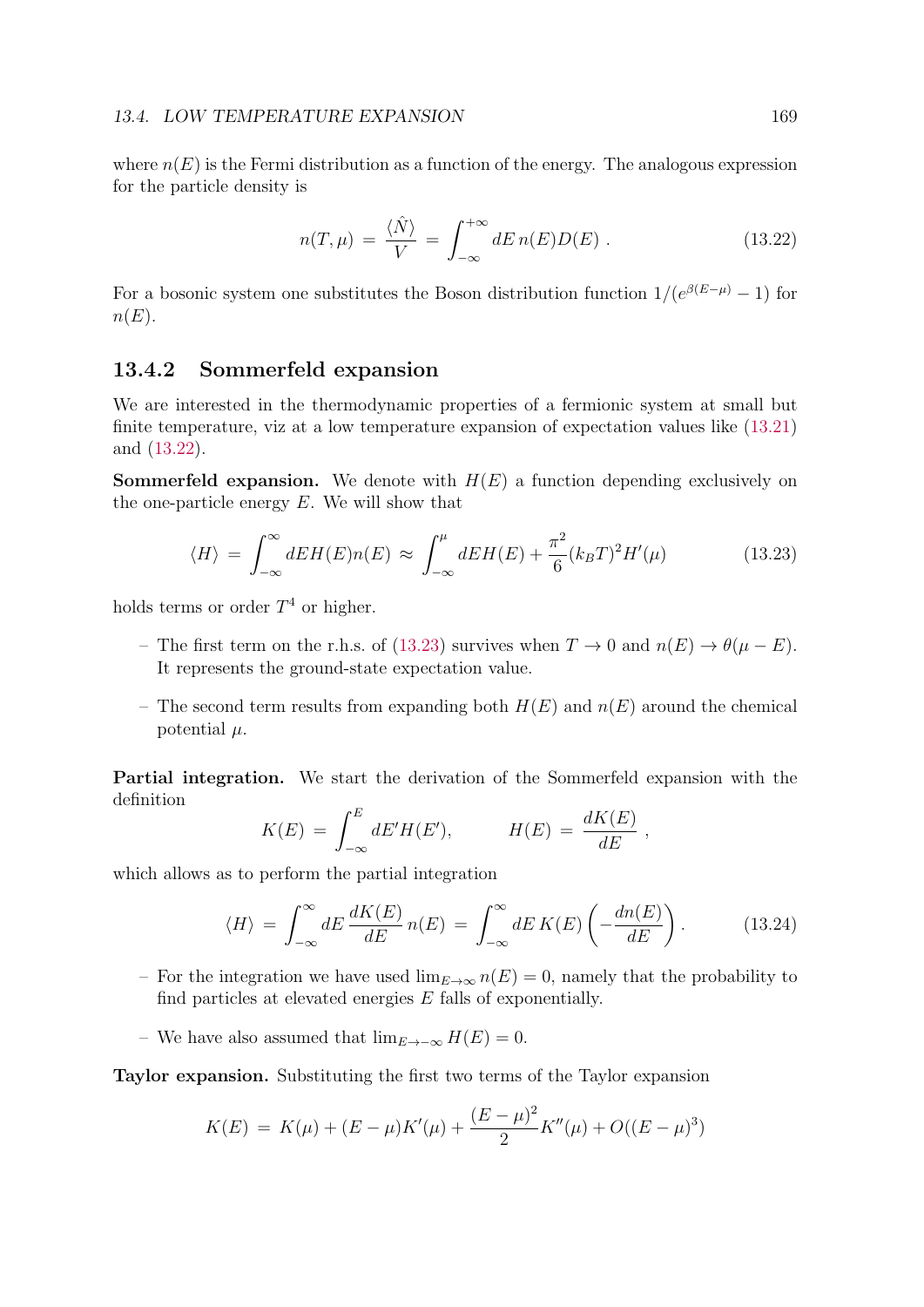where $n(E)$ is the Fermi distribution as a function of the energy. The analogous expression for the particle density is

$$n(T,\mu) = \frac{\langle \hat{N} \rangle}{V} = \int_{-\infty}^{+\infty} dE\, n(E) D(E) \ . \tag{13.22}$$

For a bosonic system one substitutes the Boson distribution function $1/(e^{\beta(E-\mu)}-1)$ for $n(E)$.

### 13.4.2 Sommerfeld expansion

We are interested in the thermodynamic properties of a fermionic system at small but finite temperature, viz at a low temperature expansion of expectation values like (13.21) and (13.22).

**Sommerfeld expansion.** We denote with $H(E)$ a function depending exclusively on the one-particle energy $E$. We will show that

$$\langle H \rangle = \int_{-\infty}^{\infty} dE H(E) n(E) \approx \int_{-\infty}^{\mu} dE H(E) + \frac{\pi^2}{6}(k_B T)^2 H'(\mu) \tag{13.23}$$

holds terms or order $T^4$ or higher.

- The first term on the r.h.s. of (13.23) survives when $T \to 0$ and $n(E) \to \theta(\mu - E)$. It represents the ground-state expectation value.
- The second term results from expanding both $H(E)$ and $n(E)$ around the chemical potential $\mu$.

**Partial integration.** We start the derivation of the Sommerfeld expansion with the definition

$$K(E) = \int_{-\infty}^{E} dE' H(E'), \qquad H(E) = \frac{dK(E)}{dE} \ ,$$

which allows as to perform the partial integration

$$\langle H \rangle = \int_{-\infty}^{\infty} dE \, \frac{dK(E)}{dE}\, n(E) = \int_{-\infty}^{\infty} dE\, K(E) \left( -\frac{dn(E)}{dE} \right) . \tag{13.24}$$

- For the integration we have used $\lim_{E\to\infty} n(E) = 0$, namely that the probability to find particles at elevated energies $E$ falls of exponentially.
- We have also assumed that $\lim_{E\to-\infty} H(E) = 0$.

**Taylor expansion.** Substituting the first two terms of the Taylor expansion

$$K(E) = K(\mu) + (E-\mu)K'(\mu) + \frac{(E-\mu)^2}{2} K''(\mu) + O((E-\mu)^3)$$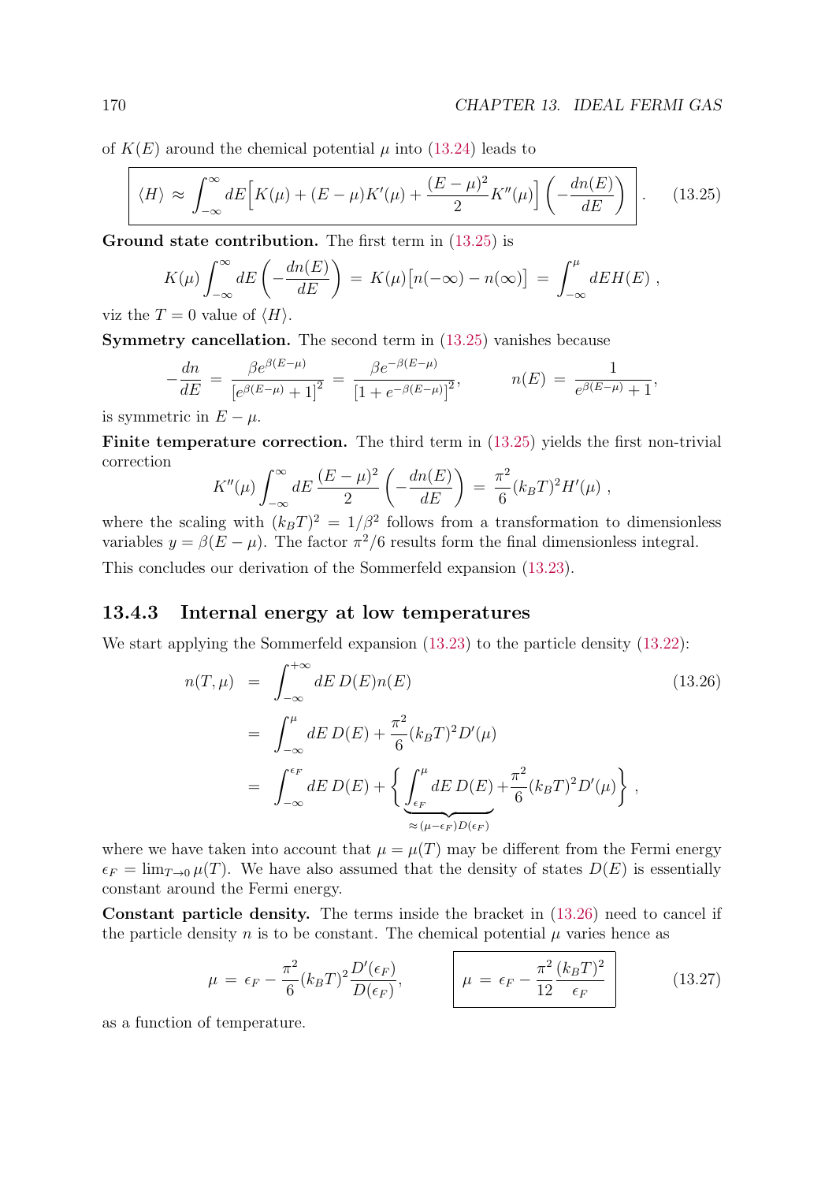of $K(E)$ around the chemical potential $\mu$ into (13.24) leads to

$$
\boxed{\langle H\rangle \;\approx\; \int_{-\infty}^{\infty} dE\Big[K(\mu) + (E-\mu)K'(\mu) + \frac{(E-\mu)^2}{2}K''(\mu)\Big]\left(-\frac{dn(E)}{dE}\right)} \,. \tag{13.25}
$$

**Ground state contribution.** The first term in (13.25) is

$$
K(\mu)\int_{-\infty}^{\infty} dE\left(-\frac{dn(E)}{dE}\right) \;=\; K(\mu)\big[n(-\infty) - n(\infty)\big] \;=\; \int_{-\infty}^{\mu} dE H(E)\,,
$$

viz the $T=0$ value of $\langle H\rangle$.

**Symmetry cancellation.** The second term in (13.25) vanishes because

$$
-\frac{dn}{dE} \;=\; \frac{\beta e^{\beta(E-\mu)}}{\left[e^{\beta(E-\mu)}+1\right]^2} \;=\; \frac{\beta e^{-\beta(E-\mu)}}{\left[1+e^{-\beta(E-\mu)}\right]^2}, \qquad\qquad n(E) \;=\; \frac{1}{e^{\beta(E-\mu)}+1},
$$

is symmetric in $E-\mu$.

**Finite temperature correction.** The third term in (13.25) yields the first non-trivial correction

$$
K''(\mu)\int_{-\infty}^{\infty} dE\,\frac{(E-\mu)^2}{2}\left(-\frac{dn(E)}{dE}\right) \;=\; \frac{\pi^2}{6}(k_BT)^2 H'(\mu)\,,
$$

where the scaling with $(k_BT)^2 = 1/\beta^2$ follows from a transformation to dimensionless variables $y=\beta(E-\mu)$. The factor $\pi^2/6$ results form the final dimensionless integral.

This concludes our derivation of the Sommerfeld expansion (13.23).

### 13.4.3 Internal energy at low temperatures

We start applying the Sommerfeld expansion (13.23) to the particle density (13.22):

$$
\begin{aligned}
n(T,\mu) \;&=\; \int_{-\infty}^{+\infty} dE\,D(E)n(E) \qquad\qquad (13.26)\\
&=\; \int_{-\infty}^{\mu} dE\,D(E) + \frac{\pi^2}{6}(k_BT)^2 D'(\mu)\\
&=\; \int_{-\infty}^{\epsilon_F} dE\,D(E) + \Bigg\{\underbrace{\int_{\epsilon_F}^{\mu} dE\,D(E)}_{\approx(\mu-\epsilon_F)D(\epsilon_F)} + \frac{\pi^2}{6}(k_BT)^2 D'(\mu)\Bigg\}\,,
\end{aligned}
$$

where we have taken into account that $\mu=\mu(T)$ may be different from the Fermi energy $\epsilon_F = \lim_{T\to 0}\mu(T)$. We have also assumed that the density of states $D(E)$ is essentially constant around the Fermi energy.

**Constant particle density.** The terms inside the bracket in (13.26) need to cancel if the particle density $n$ is to be constant. The chemical potential $\mu$ varies hence as

$$
\mu \;=\; \epsilon_F - \frac{\pi^2}{6}(k_BT)^2\frac{D'(\epsilon_F)}{D(\epsilon_F)}, \qquad\qquad \boxed{\mu \;=\; \epsilon_F - \frac{\pi^2}{12}\frac{(k_BT)^2}{\epsilon_F}} \tag{13.27}
$$

as a function of temperature.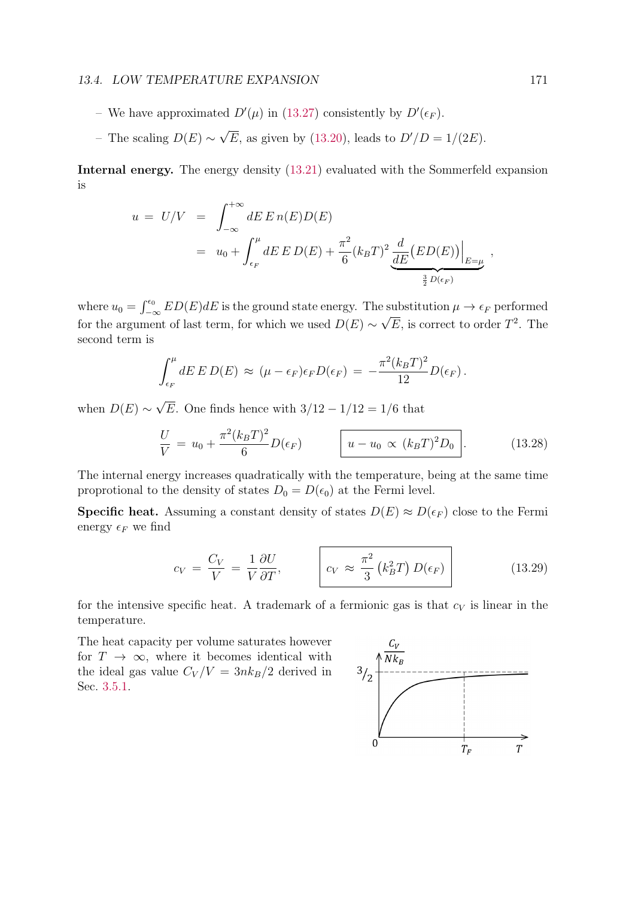– We have approximated $D'(\mu)$ in (13.27) consistently by $D'(\epsilon_F)$.

– The scaling $D(E) \sim \sqrt{E}$, as given by (13.20), leads to $D'/D = 1/(2E)$.

**Internal energy.** The energy density (13.21) evaluated with the Sommerfeld expansion is

$$
\begin{aligned}
u \;=\; U/V \;&=\; \int_{-\infty}^{+\infty} dE\, E\, n(E) D(E) \\
&=\; u_0 + \int_{\epsilon_F}^{\mu} dE\, E\, D(E) + \frac{\pi^2}{6}(k_B T)^2 \underbrace{\frac{d}{dE}\big(E D(E)\big)\Big|_{E=\mu}}_{\frac{3}{2}D(\epsilon_F)}\,,
\end{aligned}
$$

where $u_0 = \int_{-\infty}^{\epsilon_0} E D(E) dE$ is the ground state energy. The substitution $\mu \to \epsilon_F$ performed for the argument of last term, for which we used $D(E) \sim \sqrt{E}$, is correct to order $T^2$. The second term is

$$
\int_{\epsilon_F}^{\mu} dE\, E\, D(E) \;\approx\; (\mu - \epsilon_F)\epsilon_F D(\epsilon_F) \;=\; -\frac{\pi^2 (k_B T)^2}{12} D(\epsilon_F)\,.
$$

when $D(E) \sim \sqrt{E}$. One finds hence with $3/12 - 1/12 = 1/6$ that

$$
\frac{U}{V} \;=\; u_0 + \frac{\pi^2 (k_B T)^2}{6} D(\epsilon_F) \qquad \boxed{u - u_0 \;\propto\; (k_B T)^2 D_0}\,. \tag{13.28}
$$

The internal energy increases quadratically with the temperature, being at the same time proprotional to the density of states $D_0 = D(\epsilon_0)$ at the Fermi level.

**Specific heat.** Assuming a constant density of states $D(E) \approx D(\epsilon_F)$ close to the Fermi energy $\epsilon_F$ we find

$$
c_V \;=\; \frac{C_V}{V} \;=\; \frac{1}{V}\frac{\partial U}{\partial T}, \qquad \boxed{c_V \;\approx\; \frac{\pi^2}{3}\left(k_B^2 T\right) D(\epsilon_F)} \tag{13.29}
$$

for the intensive specific heat. A trademark of a fermionic gas is that $c_V$ is linear in the temperature.

The heat capacity per volume saturates however for $T \to \infty$, where it becomes identical with the ideal gas value $C_V/V = 3nk_B/2$ derived in Sec. 3.5.1.